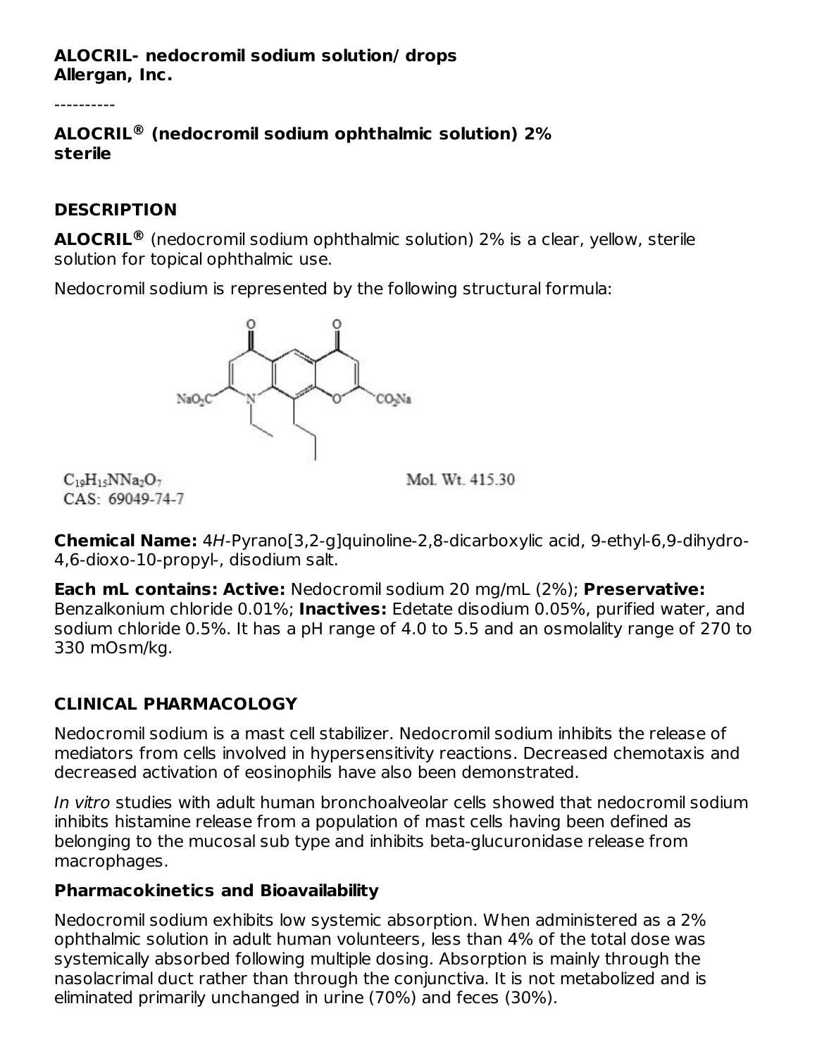**ALOCRIL- nedocromil sodium solution/ drops**
**Allergan, Inc.**

----------

**ALOCRIL® (nedocromil sodium ophthalmic solution) 2%**
**sterile**

## DESCRIPTION

**ALOCRIL®** (nedocromil sodium ophthalmic solution) 2% is a clear, yellow, sterile solution for topical ophthalmic use.

Nedocromil sodium is represented by the following structural formula:

$C_{19}H_{15}NNa_2O_7$

CAS: 69049-74-7

Mol. Wt. 415.30

**Chemical Name:** 4*H*-Pyrano[3,2-g]quinoline-2,8-dicarboxylic acid, 9-ethyl-6,9-dihydro-4,6-dioxo-10-propyl-, disodium salt.

**Each mL contains: Active:** Nedocromil sodium 20 mg/mL (2%); **Preservative:** Benzalkonium chloride 0.01%; **Inactives:** Edetate disodium 0.05%, purified water, and sodium chloride 0.5%. It has a pH range of 4.0 to 5.5 and an osmolality range of 270 to 330 mOsm/kg.

## CLINICAL PHARMACOLOGY

Nedocromil sodium is a mast cell stabilizer. Nedocromil sodium inhibits the release of mediators from cells involved in hypersensitivity reactions. Decreased chemotaxis and decreased activation of eosinophils have also been demonstrated.

*In vitro* studies with adult human bronchoalveolar cells showed that nedocromil sodium inhibits histamine release from a population of mast cells having been defined as belonging to the mucosal sub type and inhibits beta-glucuronidase release from macrophages.

### Pharmacokinetics and Bioavailability

Nedocromil sodium exhibits low systemic absorption. When administered as a 2% ophthalmic solution in adult human volunteers, less than 4% of the total dose was systemically absorbed following multiple dosing. Absorption is mainly through the nasolacrimal duct rather than through the conjunctiva. It is not metabolized and is eliminated primarily unchanged in urine (70%) and feces (30%).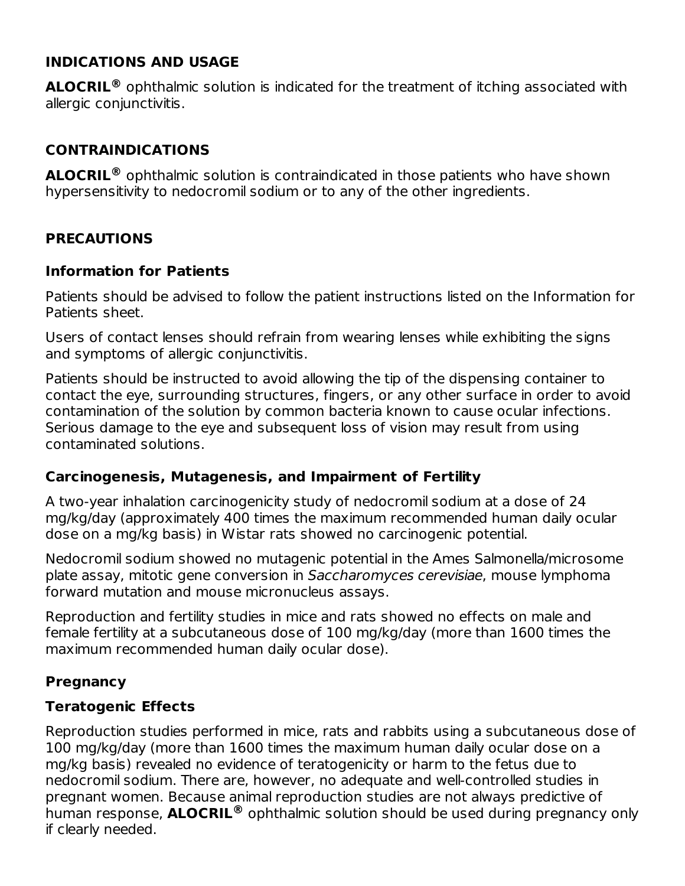## INDICATIONS AND USAGE

**ALOCRIL®** ophthalmic solution is indicated for the treatment of itching associated with allergic conjunctivitis.

## CONTRAINDICATIONS

**ALOCRIL®** ophthalmic solution is contraindicated in those patients who have shown hypersensitivity to nedocromil sodium or to any of the other ingredients.

## PRECAUTIONS

### Information for Patients

Patients should be advised to follow the patient instructions listed on the Information for Patients sheet.

Users of contact lenses should refrain from wearing lenses while exhibiting the signs and symptoms of allergic conjunctivitis.

Patients should be instructed to avoid allowing the tip of the dispensing container to contact the eye, surrounding structures, fingers, or any other surface in order to avoid contamination of the solution by common bacteria known to cause ocular infections. Serious damage to the eye and subsequent loss of vision may result from using contaminated solutions.

### Carcinogenesis, Mutagenesis, and Impairment of Fertility

A two-year inhalation carcinogenicity study of nedocromil sodium at a dose of 24 mg/kg/day (approximately 400 times the maximum recommended human daily ocular dose on a mg/kg basis) in Wistar rats showed no carcinogenic potential.

Nedocromil sodium showed no mutagenic potential in the Ames Salmonella/microsome plate assay, mitotic gene conversion in *Saccharomyces cerevisiae*, mouse lymphoma forward mutation and mouse micronucleus assays.

Reproduction and fertility studies in mice and rats showed no effects on male and female fertility at a subcutaneous dose of 100 mg/kg/day (more than 1600 times the maximum recommended human daily ocular dose).

### Pregnancy

### Teratogenic Effects

Reproduction studies performed in mice, rats and rabbits using a subcutaneous dose of 100 mg/kg/day (more than 1600 times the maximum human daily ocular dose on a mg/kg basis) revealed no evidence of teratogenicity or harm to the fetus due to nedocromil sodium. There are, however, no adequate and well-controlled studies in pregnant women. Because animal reproduction studies are not always predictive of human response, **ALOCRIL®** ophthalmic solution should be used during pregnancy only if clearly needed.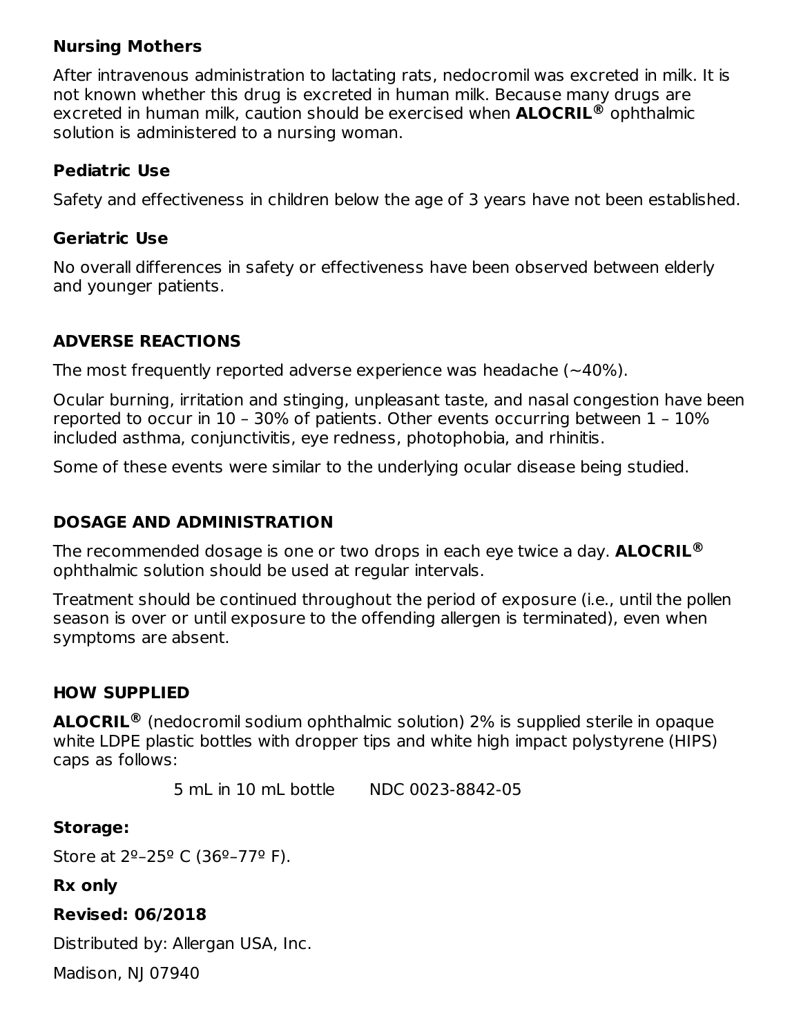### Nursing Mothers

After intravenous administration to lactating rats, nedocromil was excreted in milk. It is not known whether this drug is excreted in human milk. Because many drugs are excreted in human milk, caution should be exercised when **ALOCRIL®** ophthalmic solution is administered to a nursing woman.

### Pediatric Use

Safety and effectiveness in children below the age of 3 years have not been established.

### Geriatric Use

No overall differences in safety or effectiveness have been observed between elderly and younger patients.

## ADVERSE REACTIONS

The most frequently reported adverse experience was headache (~40%).

Ocular burning, irritation and stinging, unpleasant taste, and nasal congestion have been reported to occur in 10 – 30% of patients. Other events occurring between 1 – 10% included asthma, conjunctivitis, eye redness, photophobia, and rhinitis.

Some of these events were similar to the underlying ocular disease being studied.

## DOSAGE AND ADMINISTRATION

The recommended dosage is one or two drops in each eye twice a day. **ALOCRIL®** ophthalmic solution should be used at regular intervals.

Treatment should be continued throughout the period of exposure (i.e., until the pollen season is over or until exposure to the offending allergen is terminated), even when symptoms are absent.

## HOW SUPPLIED

**ALOCRIL®** (nedocromil sodium ophthalmic solution) 2% is supplied sterile in opaque white LDPE plastic bottles with dropper tips and white high impact polystyrene (HIPS) caps as follows:

5 mL in 10 mL bottle NDC 0023-8842-05

**Storage:**

Store at 2º–25º C (36º–77º F).

**Rx only**

**Revised: 06/2018**

Distributed by: Allergan USA, Inc.

Madison, NJ 07940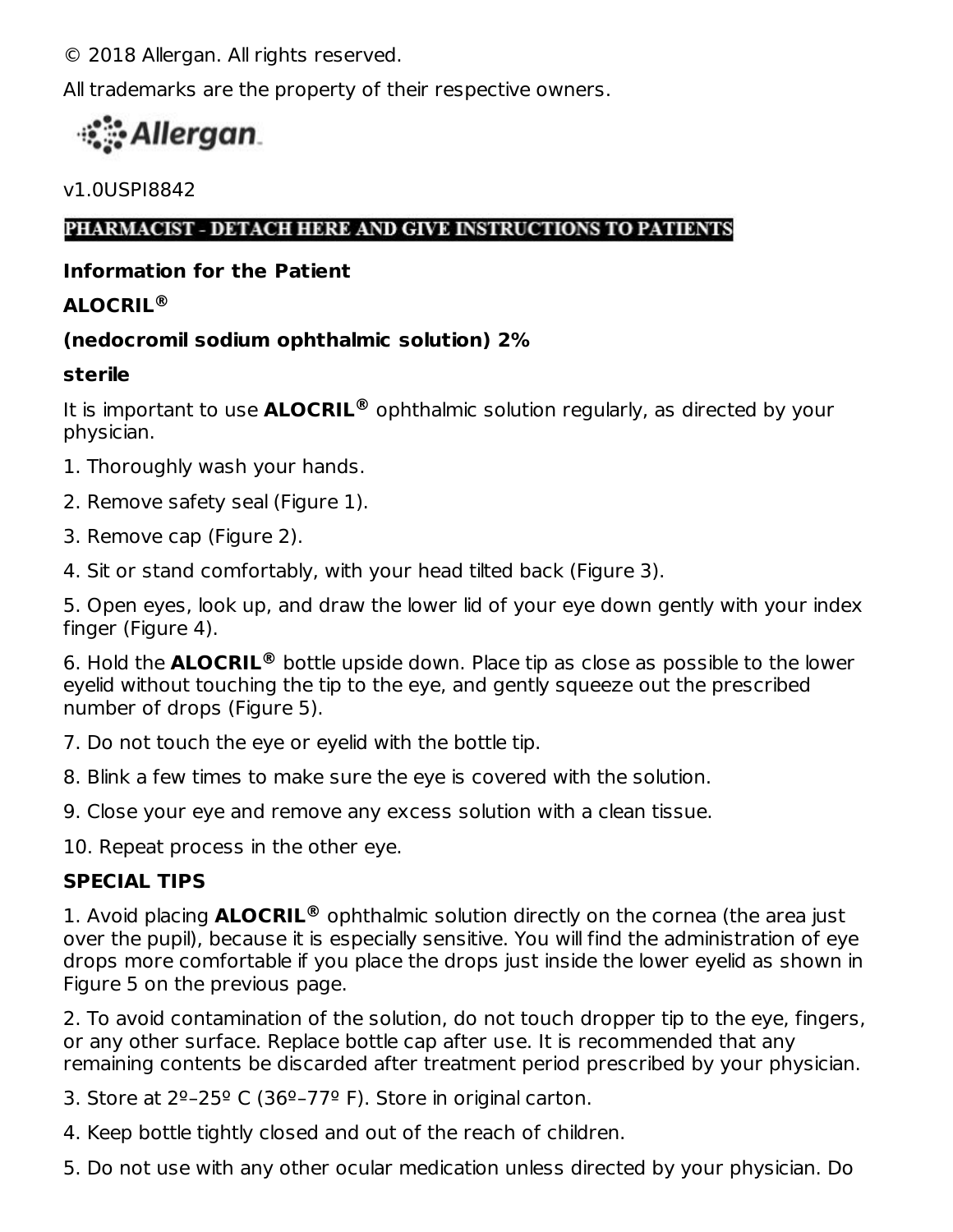© 2018 Allergan. All rights reserved.

All trademarks are the property of their respective owners.

Allergan

v1.0USPI8842

**PHARMACIST - DETACH HERE AND GIVE INSTRUCTIONS TO PATIENTS**

**Information for the Patient**

**ALOCRIL®**

**(nedocromil sodium ophthalmic solution) 2%**

**sterile**

It is important to use **ALOCRIL®** ophthalmic solution regularly, as directed by your physician.

1. Thoroughly wash your hands.

2. Remove safety seal (Figure 1).

3. Remove cap (Figure 2).

4. Sit or stand comfortably, with your head tilted back (Figure 3).

5. Open eyes, look up, and draw the lower lid of your eye down gently with your index finger (Figure 4).

6. Hold the **ALOCRIL®** bottle upside down. Place tip as close as possible to the lower eyelid without touching the tip to the eye, and gently squeeze out the prescribed number of drops (Figure 5).

7. Do not touch the eye or eyelid with the bottle tip.

8. Blink a few times to make sure the eye is covered with the solution.

9. Close your eye and remove any excess solution with a clean tissue.

10. Repeat process in the other eye.

**SPECIAL TIPS**

1. Avoid placing **ALOCRIL®** ophthalmic solution directly on the cornea (the area just over the pupil), because it is especially sensitive. You will find the administration of eye drops more comfortable if you place the drops just inside the lower eyelid as shown in Figure 5 on the previous page.

2. To avoid contamination of the solution, do not touch dropper tip to the eye, fingers, or any other surface. Replace bottle cap after use. It is recommended that any remaining contents be discarded after treatment period prescribed by your physician.

3. Store at 2º–25º C (36º–77º F). Store in original carton.

4. Keep bottle tightly closed and out of the reach of children.

5. Do not use with any other ocular medication unless directed by your physician. Do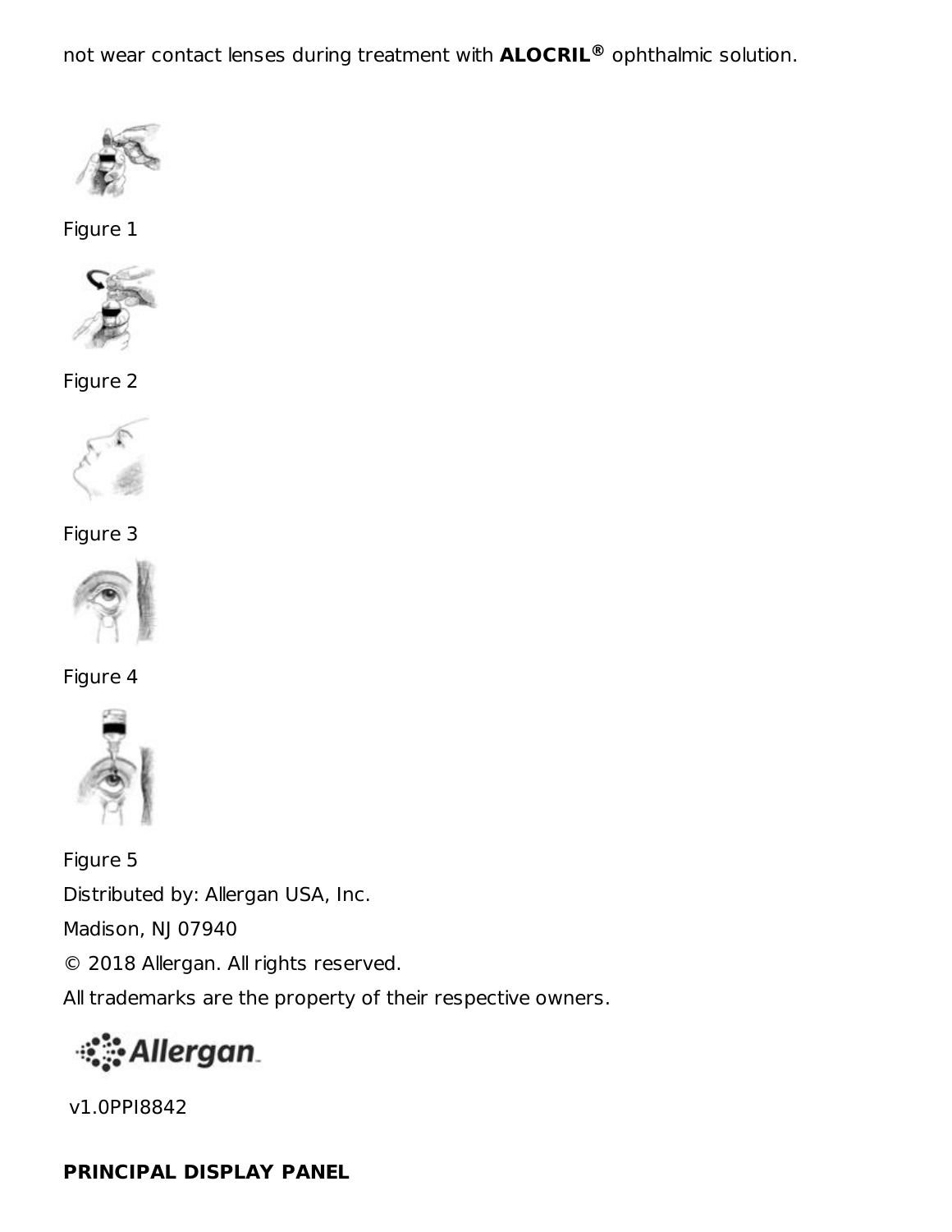not wear contact lenses during treatment with **ALOCRIL®** ophthalmic solution.

Figure 1

Figure 2

Figure 3

Figure 4

Figure 5

Distributed by: Allergan USA, Inc.

Madison, NJ 07940

© 2018 Allergan. All rights reserved.

All trademarks are the property of their respective owners.

Allergan

v1.0PPI8842

**PRINCIPAL DISPLAY PANEL**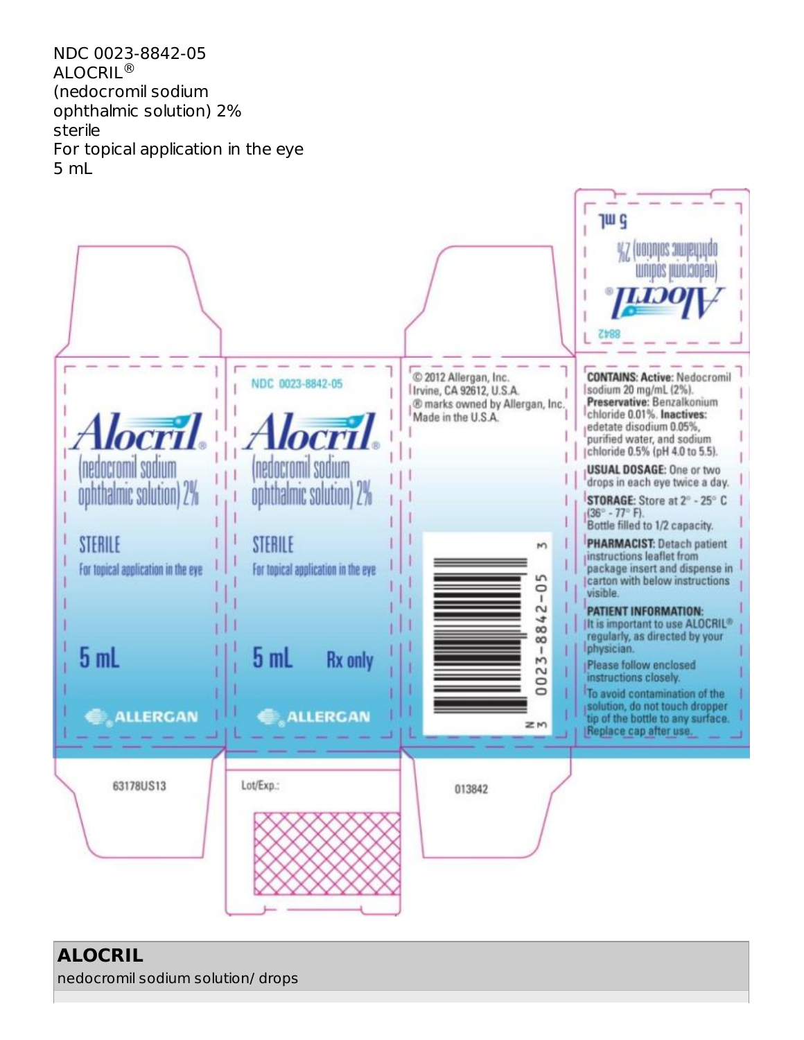NDC 0023-8842-05
ALOCRIL®
(nedocromil sodium
ophthalmic solution) 2%
sterile
For topical application in the eye
5 mL

5 mL
(nedocromil sodium ophthalmic solution) 2%
Alocril®
8842

Alocril®
(nedocromil sodium ophthalmic solution) 2%

STERILE
For topical application in the eye

5 mL

ALLERGAN

NDC 0023-8842-05

Alocril®
(nedocromil sodium ophthalmic solution) 2%

STERILE
For topical application in the eye

5 mL Rx only

ALLERGAN

© 2012 Allergan, Inc.
Irvine, CA 92612, U.S.A.
® marks owned by Allergan, Inc.
Made in the U.S.A.

N 3 0023-8842-05 3

**CONTAINS: Active:** Nedocromil sodium 20 mg/mL (2%). **Preservative:** Benzalkonium chloride 0.01%. **Inactives:** edetate disodium 0.05%, purified water, and sodium chloride 0.5% (pH 4.0 to 5.5).

**USUAL DOSAGE:** One or two drops in each eye twice a day.

**STORAGE:** Store at 2° - 25° C (36° - 77° F).
Bottle filled to 1/2 capacity.

**PHARMACIST:** Detach patient instructions leaflet from package insert and dispense in carton with below instructions visible.

**PATIENT INFORMATION:**
It is important to use ALOCRIL® regularly, as directed by your physician.

Please follow enclosed instructions closely.

To avoid contamination of the solution, do not touch dropper tip of the bottle to any surface. Replace cap after use.

63178US13

Lot/Exp.:

013842

**ALOCRIL**
nedocromil sodium solution/ drops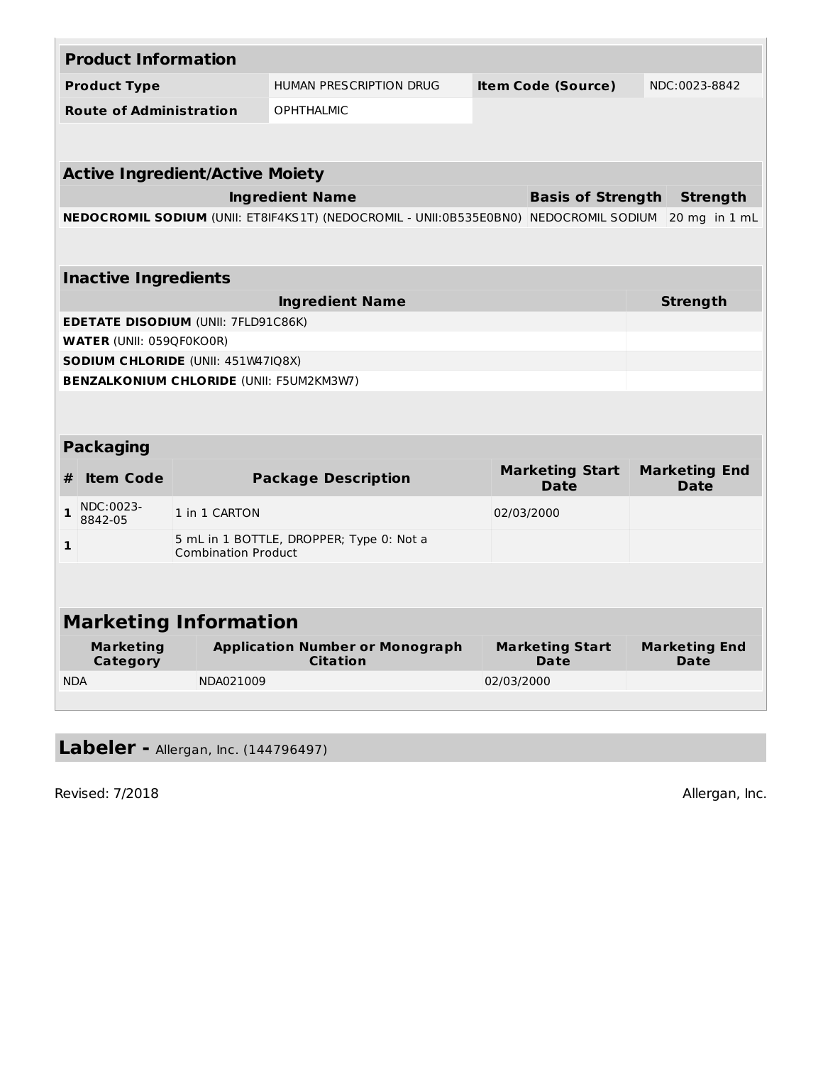| Product Information | | | |
|---|---|---|---|
| **Product Type** | HUMAN PRESCRIPTION DRUG | **Item Code (Source)** | NDC:0023-8842 |
| **Route of Administration** | OPHTHALMIC | | |

| Active Ingredient/Active Moiety | | |
|---|---|---|
| **Ingredient Name** | **Basis of Strength** | **Strength** |
| **NEDOCROMIL SODIUM** (UNII: ET8IF4KS1T) (NEDOCROMIL - UNII:0B535E0BN0) | NEDOCROMIL SODIUM | 20 mg in 1 mL |

| Inactive Ingredients | |
|---|---|
| **Ingredient Name** | **Strength** |
| **EDETATE DISODIUM** (UNII: 7FLD91C86K) | |
| **WATER** (UNII: 059QF0KO0R) | |
| **SODIUM CHLORIDE** (UNII: 451W47IQ8X) | |
| **BENZALKONIUM CHLORIDE** (UNII: F5UM2KM3W7) | |

| Packaging | | | | |
|---|---|---|---|---|
| **#** | **Item Code** | **Package Description** | **Marketing Start Date** | **Marketing End Date** |
| 1 | NDC:0023-8842-05 | 1 in 1 CARTON | 02/03/2000 | |
| 1 | | 5 mL in 1 BOTTLE, DROPPER; Type 0: Not a Combination Product | | |

| Marketing Information | | | |
|---|---|---|---|
| **Marketing Category** | **Application Number or Monograph Citation** | **Marketing Start Date** | **Marketing End Date** |
| NDA | NDA021009 | 02/03/2000 | |

## Labeler - Allergan, Inc. (144796497)

Revised: 7/2018

Allergan, Inc.